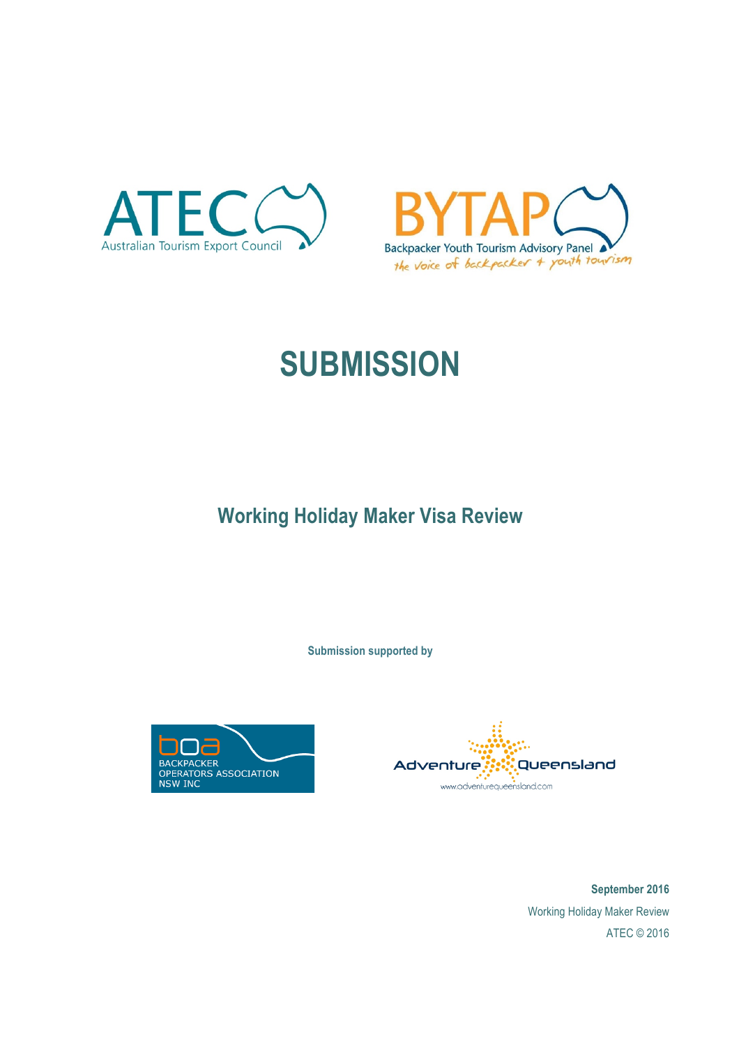ATEC Australian Tourism Export Council

BYTAP Backpacker Youth Tourism Advisory Panel
*the voice of backpacker + youth tourism*

# SUBMISSION

## Working Holiday Maker Visa Review

**Submission supported by**

BOA BACKPACKER OPERATORS ASSOCIATION NSW INC

Adventure Queensland
www.adventurequeensland.com

**September 2016**
Working Holiday Maker Review
ATEC © 2016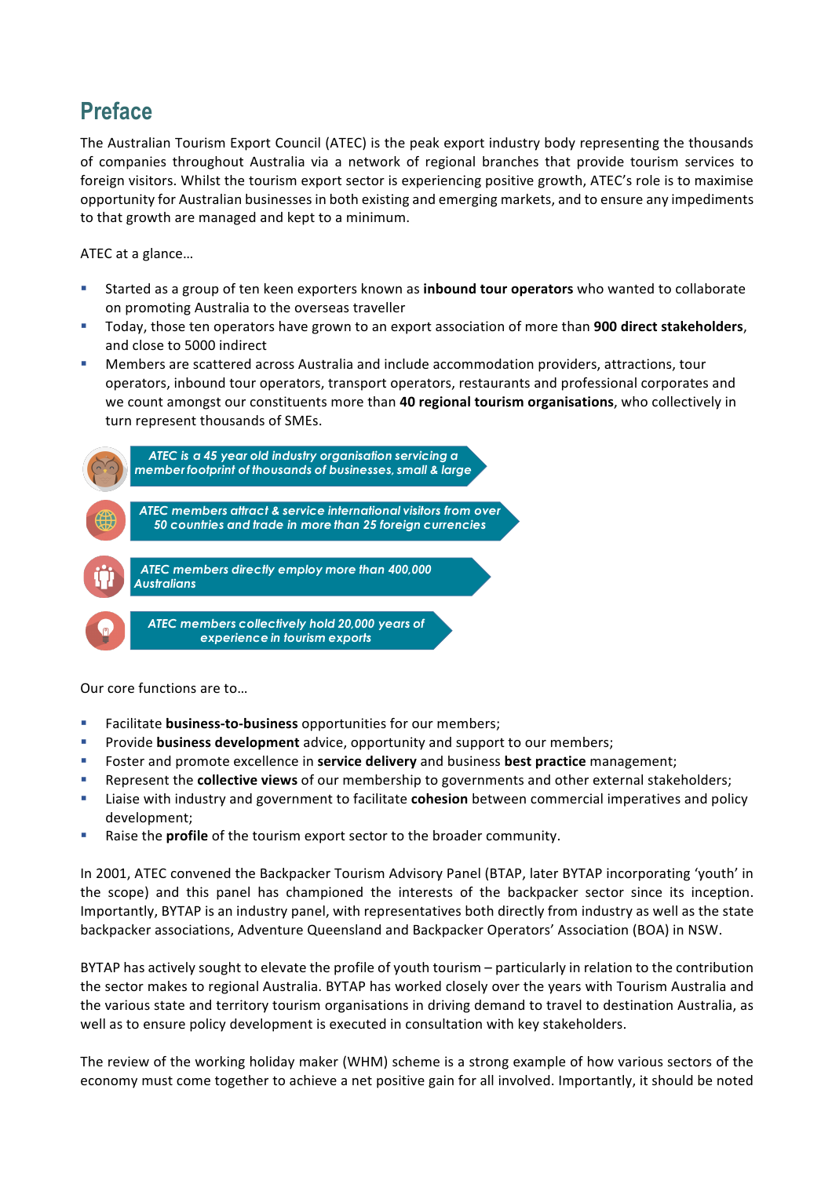## Preface

The Australian Tourism Export Council (ATEC) is the peak export industry body representing the thousands of companies throughout Australia via a network of regional branches that provide tourism services to foreign visitors. Whilst the tourism export sector is experiencing positive growth, ATEC's role is to maximise opportunity for Australian businesses in both existing and emerging markets, and to ensure any impediments to that growth are managed and kept to a minimum.

ATEC at a glance…

- Started as a group of ten keen exporters known as **inbound tour operators** who wanted to collaborate on promoting Australia to the overseas traveller
- Today, those ten operators have grown to an export association of more than **900 direct stakeholders**, and close to 5000 indirect
- Members are scattered across Australia and include accommodation providers, attractions, tour operators, inbound tour operators, transport operators, restaurants and professional corporates and we count amongst our constituents more than **40 regional tourism organisations**, who collectively in turn represent thousands of SMEs.

*ATEC is a 45 year old industry organisation servicing a member footprint of thousands of businesses, small & large*

*ATEC members attract & service international visitors from over 50 countries and trade in more than 25 foreign currencies*

*ATEC members directly employ more than 400,000 Australians*

*ATEC members collectively hold 20,000 years of experience in tourism exports*

Our core functions are to…

- Facilitate **business-to-business** opportunities for our members;
- Provide **business development** advice, opportunity and support to our members;
- Foster and promote excellence in **service delivery** and business **best practice** management;
- Represent the **collective views** of our membership to governments and other external stakeholders;
- Liaise with industry and government to facilitate **cohesion** between commercial imperatives and policy development;
- Raise the **profile** of the tourism export sector to the broader community.

In 2001, ATEC convened the Backpacker Tourism Advisory Panel (BTAP, later BYTAP incorporating 'youth' in the scope) and this panel has championed the interests of the backpacker sector since its inception. Importantly, BYTAP is an industry panel, with representatives both directly from industry as well as the state backpacker associations, Adventure Queensland and Backpacker Operators' Association (BOA) in NSW.

BYTAP has actively sought to elevate the profile of youth tourism – particularly in relation to the contribution the sector makes to regional Australia. BYTAP has worked closely over the years with Tourism Australia and the various state and territory tourism organisations in driving demand to travel to destination Australia, as well as to ensure policy development is executed in consultation with key stakeholders.

The review of the working holiday maker (WHM) scheme is a strong example of how various sectors of the economy must come together to achieve a net positive gain for all involved. Importantly, it should be noted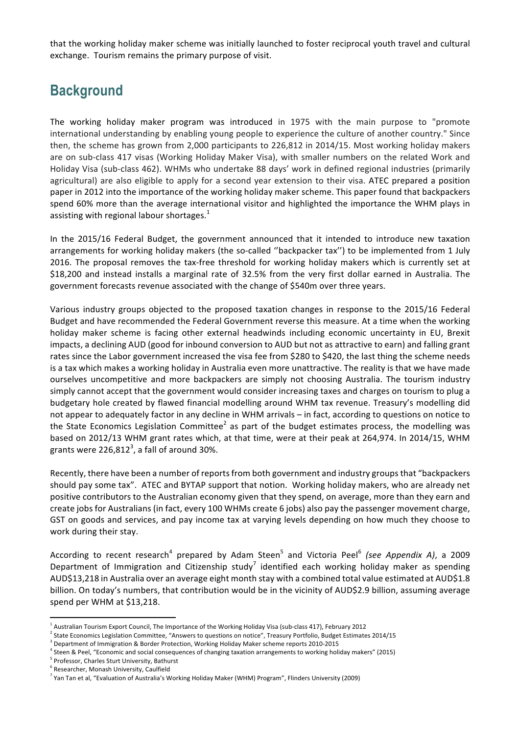that the working holiday maker scheme was initially launched to foster reciprocal youth travel and cultural exchange. Tourism remains the primary purpose of visit.

## Background

The working holiday maker program was introduced in 1975 with the main purpose to "promote international understanding by enabling young people to experience the culture of another country." Since then, the scheme has grown from 2,000 participants to 226,812 in 2014/15. Most working holiday makers are on sub-class 417 visas (Working Holiday Maker Visa), with smaller numbers on the related Work and Holiday Visa (sub-class 462). WHMs who undertake 88 days' work in defined regional industries (primarily agricultural) are also eligible to apply for a second year extension to their visa. ATEC prepared a position paper in 2012 into the importance of the working holiday maker scheme. This paper found that backpackers spend 60% more than the average international visitor and highlighted the importance the WHM plays in assisting with regional labour shortages.[1]

In the 2015/16 Federal Budget, the government announced that it intended to introduce new taxation arrangements for working holiday makers (the so-called ''backpacker tax'') to be implemented from 1 July 2016. The proposal removes the tax-free threshold for working holiday makers which is currently set at $18,200 and instead installs a marginal rate of 32.5% from the very first dollar earned in Australia. The government forecasts revenue associated with the change of $540m over three years.

Various industry groups objected to the proposed taxation changes in response to the 2015/16 Federal Budget and have recommended the Federal Government reverse this measure. At a time when the working holiday maker scheme is facing other external headwinds including economic uncertainty in EU, Brexit impacts, a declining AUD (good for inbound conversion to AUD but not as attractive to earn) and falling grant rates since the Labor government increased the visa fee from $280 to $420, the last thing the scheme needs is a tax which makes a working holiday in Australia even more unattractive. The reality is that we have made ourselves uncompetitive and more backpackers are simply not choosing Australia. The tourism industry simply cannot accept that the government would consider increasing taxes and charges on tourism to plug a budgetary hole created by flawed financial modelling around WHM tax revenue. Treasury's modelling did not appear to adequately factor in any decline in WHM arrivals – in fact, according to questions on notice to the State Economics Legislation Committee[2] as part of the budget estimates process, the modelling was based on 2012/13 WHM grant rates which, at that time, were at their peak at 264,974. In 2014/15, WHM grants were 226,812[3], a fall of around 30%.

Recently, there have been a number of reports from both government and industry groups that "backpackers should pay some tax". ATEC and BYTAP support that notion. Working holiday makers, who are already net positive contributors to the Australian economy given that they spend, on average, more than they earn and create jobs for Australians (in fact, every 100 WHMs create 6 jobs) also pay the passenger movement charge, GST on goods and services, and pay income tax at varying levels depending on how much they choose to work during their stay.

According to recent research[4] prepared by Adam Steen[5] and Victoria Peel[6] *(see Appendix A)*, a 2009 Department of Immigration and Citizenship study[7] identified each working holiday maker as spending AUD$13,218 in Australia over an average eight month stay with a combined total value estimated at AUD$1.8 billion. On today's numbers, that contribution would be in the vicinity of AUD$2.9 billion, assuming average spend per WHM at $13,218.

---

[1] Australian Tourism Export Council, The Importance of the Working Holiday Visa (sub-class 417), February 2012

[2] State Economics Legislation Committee, "Answers to questions on notice", Treasury Portfolio, Budget Estimates 2014/15

[3] Department of Immigration & Border Protection, Working Holiday Maker scheme reports 2010-2015

[4] Steen & Peel, "Economic and social consequences of changing taxation arrangements to working holiday makers" (2015)

[5] Professor, Charles Sturt University, Bathurst

[6] Researcher, Monash University, Caulfield

[7] Yan Tan et al, "Evaluation of Australia's Working Holiday Maker (WHM) Program", Flinders University (2009)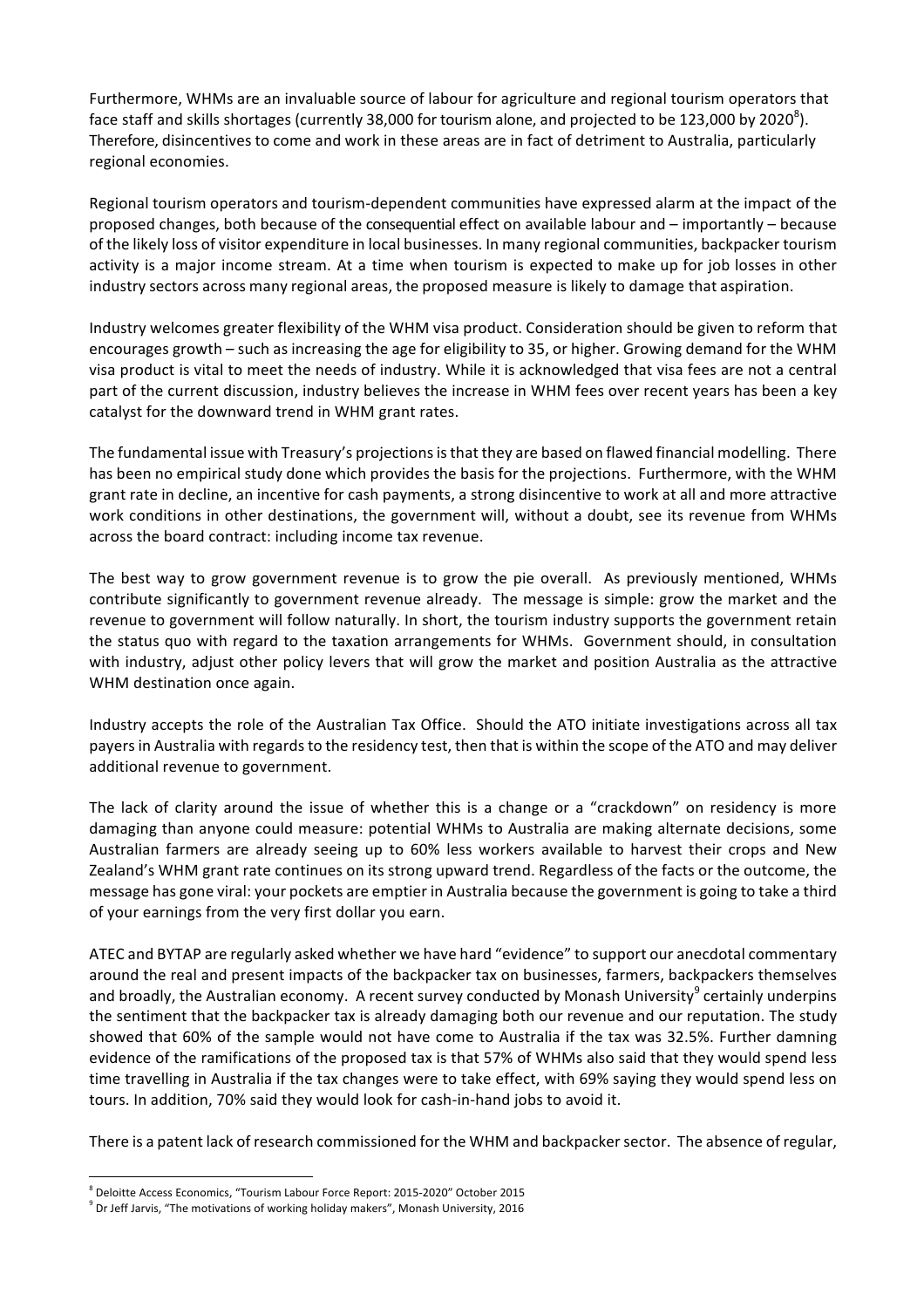Furthermore, WHMs are an invaluable source of labour for agriculture and regional tourism operators that face staff and skills shortages (currently 38,000 for tourism alone, and projected to be 123,000 by 2020[8]). Therefore, disincentives to come and work in these areas are in fact of detriment to Australia, particularly regional economies.

Regional tourism operators and tourism-dependent communities have expressed alarm at the impact of the proposed changes, both because of the consequential effect on available labour and – importantly – because of the likely loss of visitor expenditure in local businesses. In many regional communities, backpacker tourism activity is a major income stream. At a time when tourism is expected to make up for job losses in other industry sectors across many regional areas, the proposed measure is likely to damage that aspiration.

Industry welcomes greater flexibility of the WHM visa product. Consideration should be given to reform that encourages growth – such as increasing the age for eligibility to 35, or higher. Growing demand for the WHM visa product is vital to meet the needs of industry. While it is acknowledged that visa fees are not a central part of the current discussion, industry believes the increase in WHM fees over recent years has been a key catalyst for the downward trend in WHM grant rates.

The fundamental issue with Treasury's projections is that they are based on flawed financial modelling. There has been no empirical study done which provides the basis for the projections. Furthermore, with the WHM grant rate in decline, an incentive for cash payments, a strong disincentive to work at all and more attractive work conditions in other destinations, the government will, without a doubt, see its revenue from WHMs across the board contract: including income tax revenue.

The best way to grow government revenue is to grow the pie overall. As previously mentioned, WHMs contribute significantly to government revenue already. The message is simple: grow the market and the revenue to government will follow naturally. In short, the tourism industry supports the government retain the status quo with regard to the taxation arrangements for WHMs. Government should, in consultation with industry, adjust other policy levers that will grow the market and position Australia as the attractive WHM destination once again.

Industry accepts the role of the Australian Tax Office. Should the ATO initiate investigations across all tax payers in Australia with regards to the residency test, then that is within the scope of the ATO and may deliver additional revenue to government.

The lack of clarity around the issue of whether this is a change or a "crackdown" on residency is more damaging than anyone could measure: potential WHMs to Australia are making alternate decisions, some Australian farmers are already seeing up to 60% less workers available to harvest their crops and New Zealand's WHM grant rate continues on its strong upward trend. Regardless of the facts or the outcome, the message has gone viral: your pockets are emptier in Australia because the government is going to take a third of your earnings from the very first dollar you earn.

ATEC and BYTAP are regularly asked whether we have hard "evidence" to support our anecdotal commentary around the real and present impacts of the backpacker tax on businesses, farmers, backpackers themselves and broadly, the Australian economy. A recent survey conducted by Monash University[9] certainly underpins the sentiment that the backpacker tax is already damaging both our revenue and our reputation. The study showed that 60% of the sample would not have come to Australia if the tax was 32.5%. Further damning evidence of the ramifications of the proposed tax is that 57% of WHMs also said that they would spend less time travelling in Australia if the tax changes were to take effect, with 69% saying they would spend less on tours. In addition, 70% said they would look for cash-in-hand jobs to avoid it.

There is a patent lack of research commissioned for the WHM and backpacker sector. The absence of regular,

---

[8] Deloitte Access Economics, "Tourism Labour Force Report: 2015-2020" October 2015

[9] Dr Jeff Jarvis, "The motivations of working holiday makers", Monash University, 2016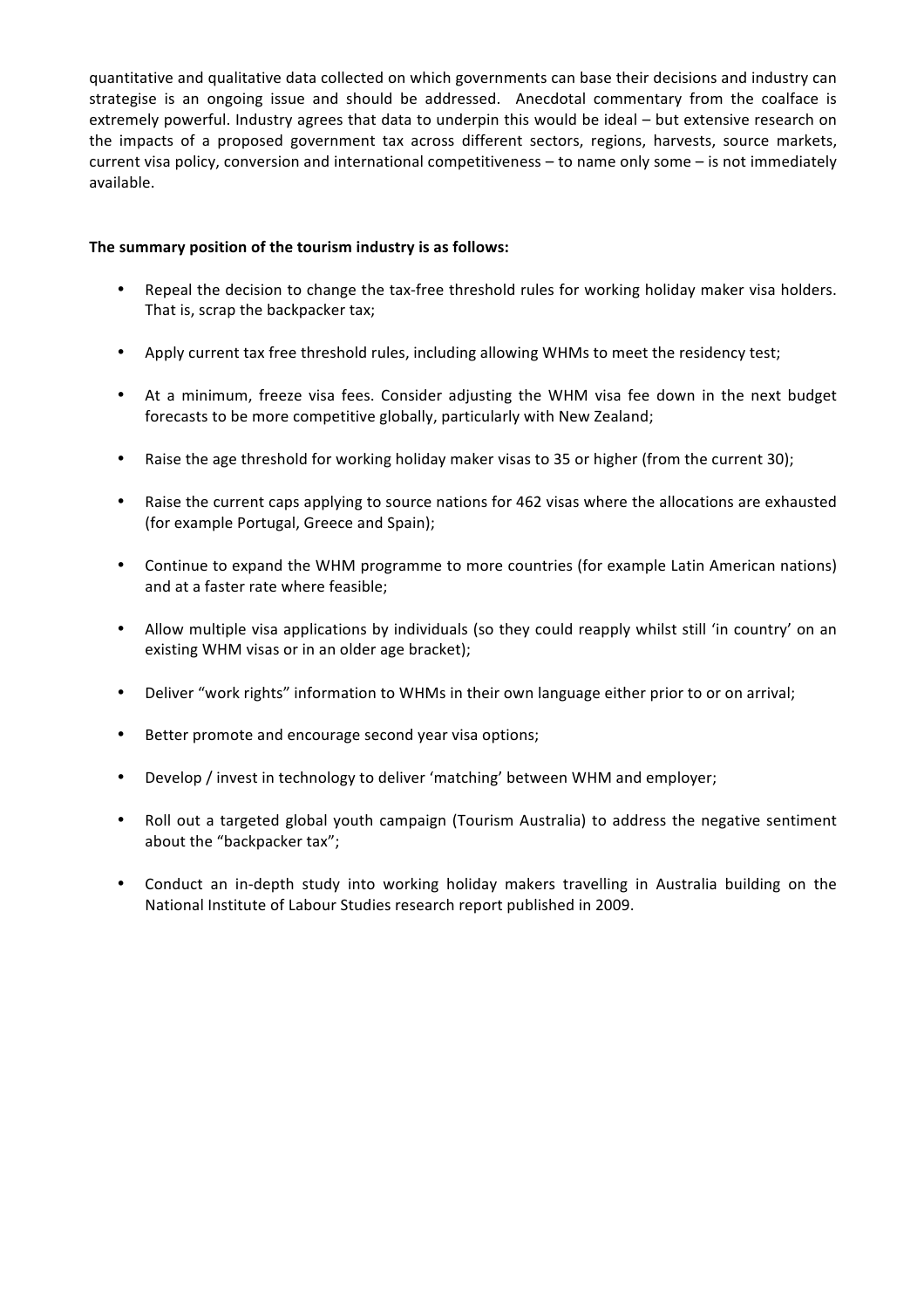quantitative and qualitative data collected on which governments can base their decisions and industry can strategise is an ongoing issue and should be addressed. Anecdotal commentary from the coalface is extremely powerful. Industry agrees that data to underpin this would be ideal – but extensive research on the impacts of a proposed government tax across different sectors, regions, harvests, source markets, current visa policy, conversion and international competitiveness – to name only some – is not immediately available.

**The summary position of the tourism industry is as follows:**

- Repeal the decision to change the tax-free threshold rules for working holiday maker visa holders. That is, scrap the backpacker tax;
- Apply current tax free threshold rules, including allowing WHMs to meet the residency test;
- At a minimum, freeze visa fees. Consider adjusting the WHM visa fee down in the next budget forecasts to be more competitive globally, particularly with New Zealand;
- Raise the age threshold for working holiday maker visas to 35 or higher (from the current 30);
- Raise the current caps applying to source nations for 462 visas where the allocations are exhausted (for example Portugal, Greece and Spain);
- Continue to expand the WHM programme to more countries (for example Latin American nations) and at a faster rate where feasible;
- Allow multiple visa applications by individuals (so they could reapply whilst still 'in country' on an existing WHM visas or in an older age bracket);
- Deliver "work rights" information to WHMs in their own language either prior to or on arrival;
- Better promote and encourage second year visa options;
- Develop / invest in technology to deliver 'matching' between WHM and employer;
- Roll out a targeted global youth campaign (Tourism Australia) to address the negative sentiment about the "backpacker tax";
- Conduct an in-depth study into working holiday makers travelling in Australia building on the National Institute of Labour Studies research report published in 2009.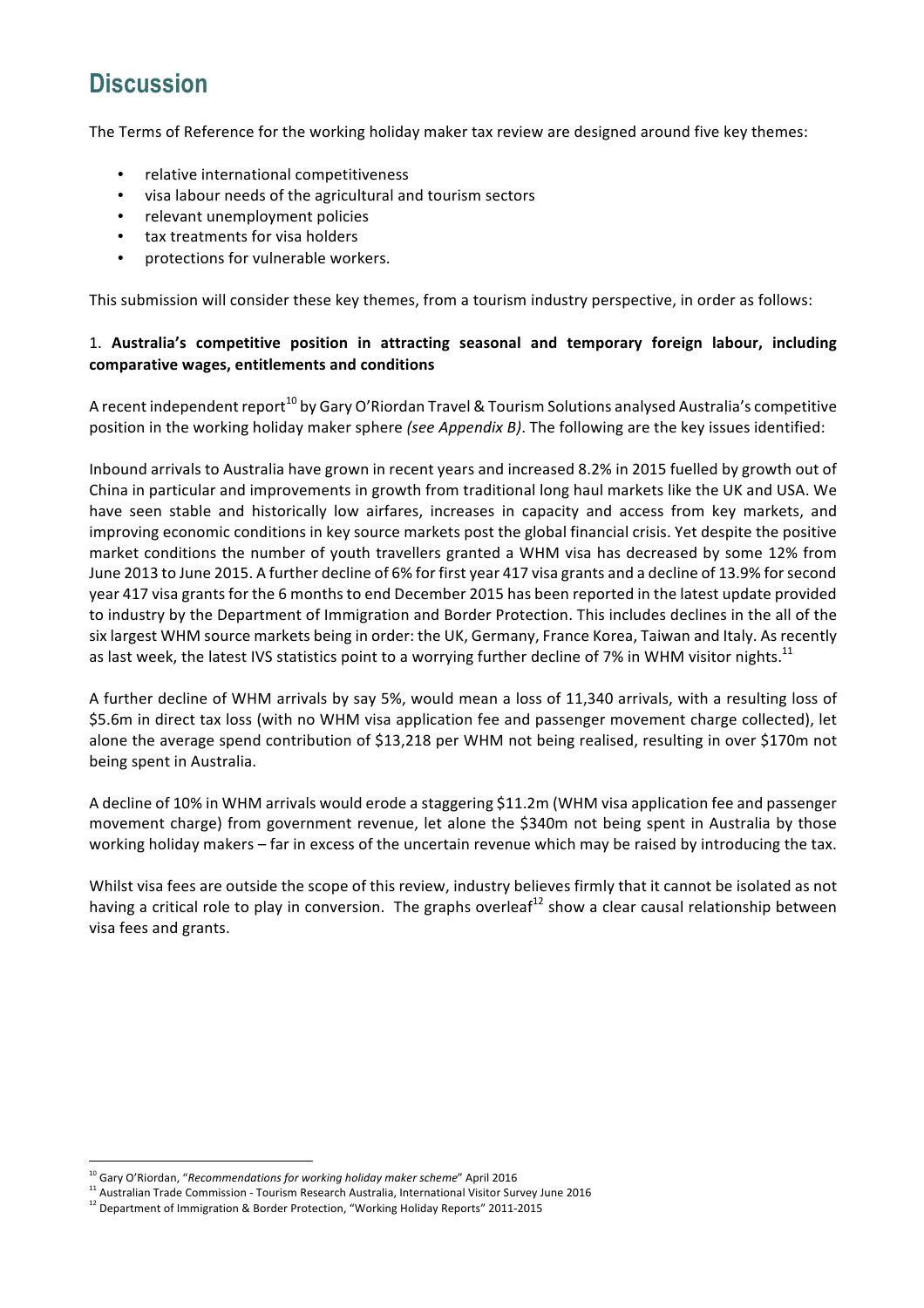# Discussion

The Terms of Reference for the working holiday maker tax review are designed around five key themes:

- relative international competitiveness
- visa labour needs of the agricultural and tourism sectors
- relevant unemployment policies
- tax treatments for visa holders
- protections for vulnerable workers.

This submission will consider these key themes, from a tourism industry perspective, in order as follows:

1. **Australia's competitive position in attracting seasonal and temporary foreign labour, including comparative wages, entitlements and conditions**

A recent independent report[10] by Gary O'Riordan Travel & Tourism Solutions analysed Australia's competitive position in the working holiday maker sphere *(see Appendix B)*. The following are the key issues identified:

Inbound arrivals to Australia have grown in recent years and increased 8.2% in 2015 fuelled by growth out of China in particular and improvements in growth from traditional long haul markets like the UK and USA. We have seen stable and historically low airfares, increases in capacity and access from key markets, and improving economic conditions in key source markets post the global financial crisis. Yet despite the positive market conditions the number of youth travellers granted a WHM visa has decreased by some 12% from June 2013 to June 2015. A further decline of 6% for first year 417 visa grants and a decline of 13.9% for second year 417 visa grants for the 6 months to end December 2015 has been reported in the latest update provided to industry by the Department of Immigration and Border Protection. This includes declines in the all of the six largest WHM source markets being in order: the UK, Germany, France Korea, Taiwan and Italy. As recently as last week, the latest IVS statistics point to a worrying further decline of 7% in WHM visitor nights.[11]

A further decline of WHM arrivals by say 5%, would mean a loss of 11,340 arrivals, with a resulting loss of $5.6m in direct tax loss (with no WHM visa application fee and passenger movement charge collected), let alone the average spend contribution of $13,218 per WHM not being realised, resulting in over $170m not being spent in Australia.

A decline of 10% in WHM arrivals would erode a staggering $11.2m (WHM visa application fee and passenger movement charge) from government revenue, let alone the $340m not being spent in Australia by those working holiday makers – far in excess of the uncertain revenue which may be raised by introducing the tax.

Whilst visa fees are outside the scope of this review, industry believes firmly that it cannot be isolated as not having a critical role to play in conversion. The graphs overleaf[12] show a clear causal relationship between visa fees and grants.

---

[10] Gary O'Riordan, "*Recommendations for working holiday maker scheme*" April 2016

[11] Australian Trade Commission - Tourism Research Australia, International Visitor Survey June 2016

[12] Department of Immigration & Border Protection, "Working Holiday Reports" 2011-2015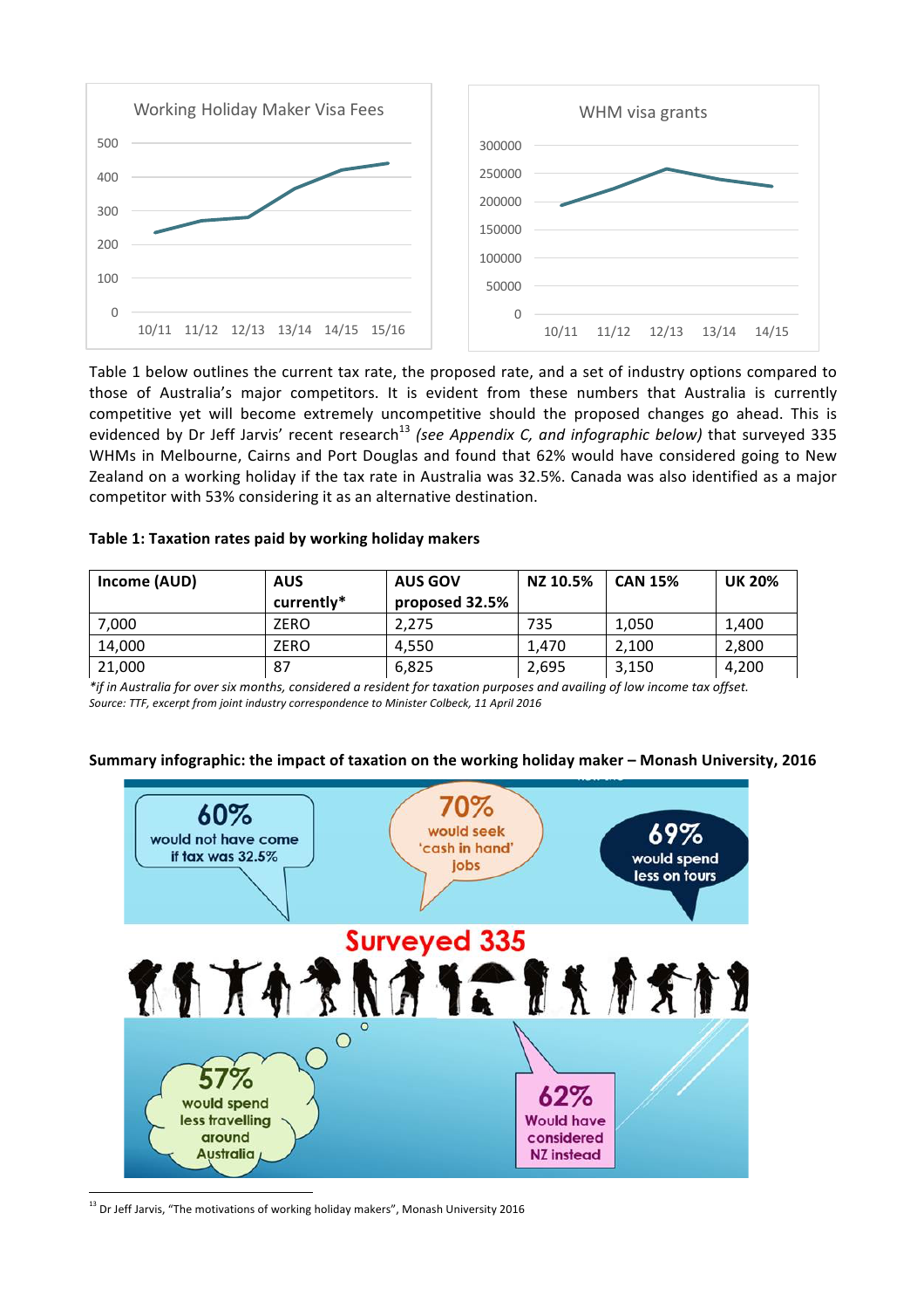Table 1 below outlines the current tax rate, the proposed rate, and a set of industry options compared to those of Australia's major competitors. It is evident from these numbers that Australia is currently competitive yet will become extremely uncompetitive should the proposed changes go ahead. This is evidenced by Dr Jeff Jarvis' recent research[13] *(see Appendix C, and infographic below)* that surveyed 335 WHMs in Melbourne, Cairns and Port Douglas and found that 62% would have considered going to New Zealand on a working holiday if the tax rate in Australia was 32.5%. Canada was also identified as a major competitor with 53% considering it as an alternative destination.

**Table 1: Taxation rates paid by working holiday makers**

| Income (AUD) | AUS currently* | AUS GOV proposed 32.5% | NZ 10.5% | CAN 15% | UK 20% |
|---|---|---|---|---|---|
| 7,000 | ZERO | 2,275 | 735 | 1,050 | 1,400 |
| 14,000 | ZERO | 4,550 | 1,470 | 2,100 | 2,800 |
| 21,000 | 87 | 6,825 | 2,695 | 3,150 | 4,200 |

*\*if in Australia for over six months, considered a resident for taxation purposes and availing of low income tax offset.*
*Source: TTF, excerpt from joint industry correspondence to Minister Colbeck, 11 April 2016*

**Summary infographic: the impact of taxation on the working holiday maker – Monash University, 2016**

[13] Dr Jeff Jarvis, "The motivations of working holiday makers", Monash University 2016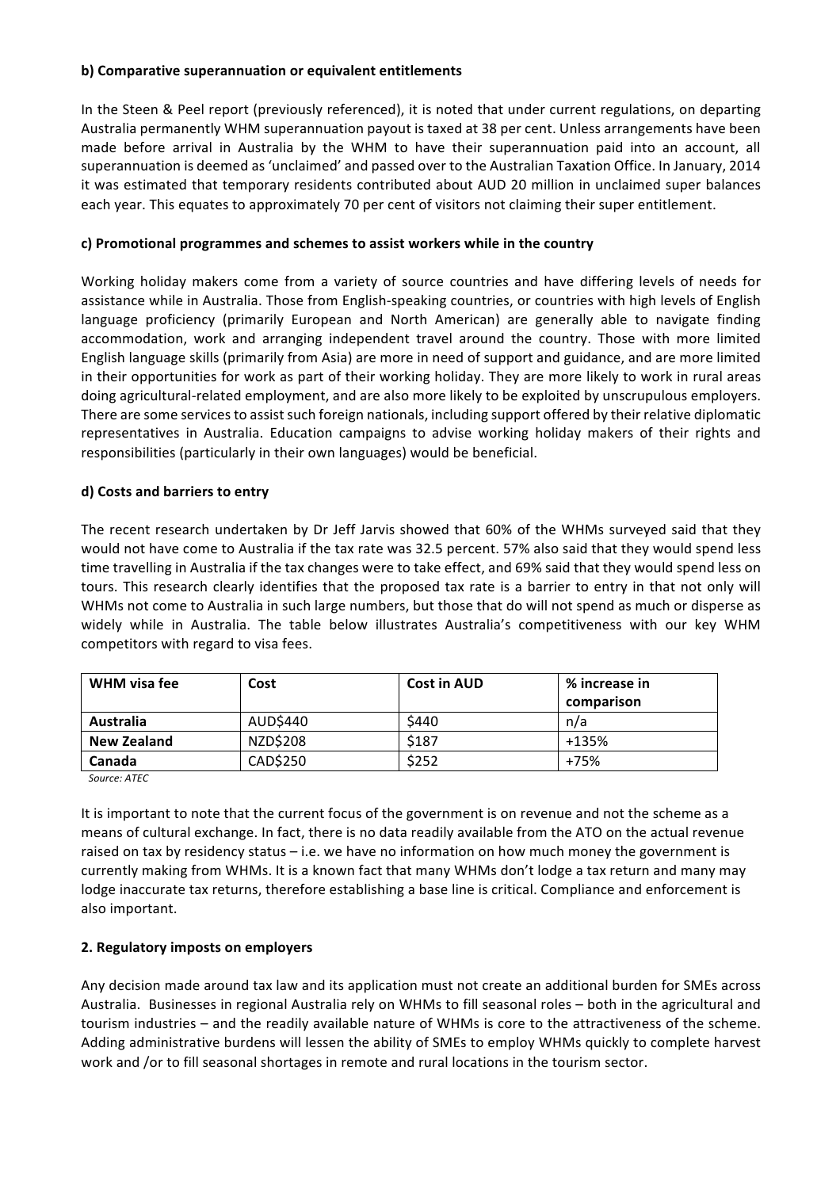**b) Comparative superannuation or equivalent entitlements**

In the Steen & Peel report (previously referenced), it is noted that under current regulations, on departing Australia permanently WHM superannuation payout is taxed at 38 per cent. Unless arrangements have been made before arrival in Australia by the WHM to have their superannuation paid into an account, all superannuation is deemed as 'unclaimed' and passed over to the Australian Taxation Office. In January, 2014 it was estimated that temporary residents contributed about AUD 20 million in unclaimed super balances each year. This equates to approximately 70 per cent of visitors not claiming their super entitlement.

**c) Promotional programmes and schemes to assist workers while in the country**

Working holiday makers come from a variety of source countries and have differing levels of needs for assistance while in Australia. Those from English-speaking countries, or countries with high levels of English language proficiency (primarily European and North American) are generally able to navigate finding accommodation, work and arranging independent travel around the country. Those with more limited English language skills (primarily from Asia) are more in need of support and guidance, and are more limited in their opportunities for work as part of their working holiday. They are more likely to work in rural areas doing agricultural-related employment, and are also more likely to be exploited by unscrupulous employers. There are some services to assist such foreign nationals, including support offered by their relative diplomatic representatives in Australia. Education campaigns to advise working holiday makers of their rights and responsibilities (particularly in their own languages) would be beneficial.

**d) Costs and barriers to entry**

The recent research undertaken by Dr Jeff Jarvis showed that 60% of the WHMs surveyed said that they would not have come to Australia if the tax rate was 32.5 percent. 57% also said that they would spend less time travelling in Australia if the tax changes were to take effect, and 69% said that they would spend less on tours. This research clearly identifies that the proposed tax rate is a barrier to entry in that not only will WHMs not come to Australia in such large numbers, but those that do will not spend as much or disperse as widely while in Australia. The table below illustrates Australia's competitiveness with our key WHM competitors with regard to visa fees.

| WHM visa fee | Cost | Cost in AUD | % increase in comparison |
|---|---|---|---|
| **Australia** | AUD$440 | $440 | n/a |
| **New Zealand** | NZD$208 | $187 | +135% |
| **Canada** | CAD$250 | $252 | +75% |

*Source: ATEC*

It is important to note that the current focus of the government is on revenue and not the scheme as a means of cultural exchange. In fact, there is no data readily available from the ATO on the actual revenue raised on tax by residency status – i.e. we have no information on how much money the government is currently making from WHMs. It is a known fact that many WHMs don't lodge a tax return and many may lodge inaccurate tax returns, therefore establishing a base line is critical. Compliance and enforcement is also important.

**2. Regulatory imposts on employers**

Any decision made around tax law and its application must not create an additional burden for SMEs across Australia. Businesses in regional Australia rely on WHMs to fill seasonal roles – both in the agricultural and tourism industries – and the readily available nature of WHMs is core to the attractiveness of the scheme. Adding administrative burdens will lessen the ability of SMEs to employ WHMs quickly to complete harvest work and /or to fill seasonal shortages in remote and rural locations in the tourism sector.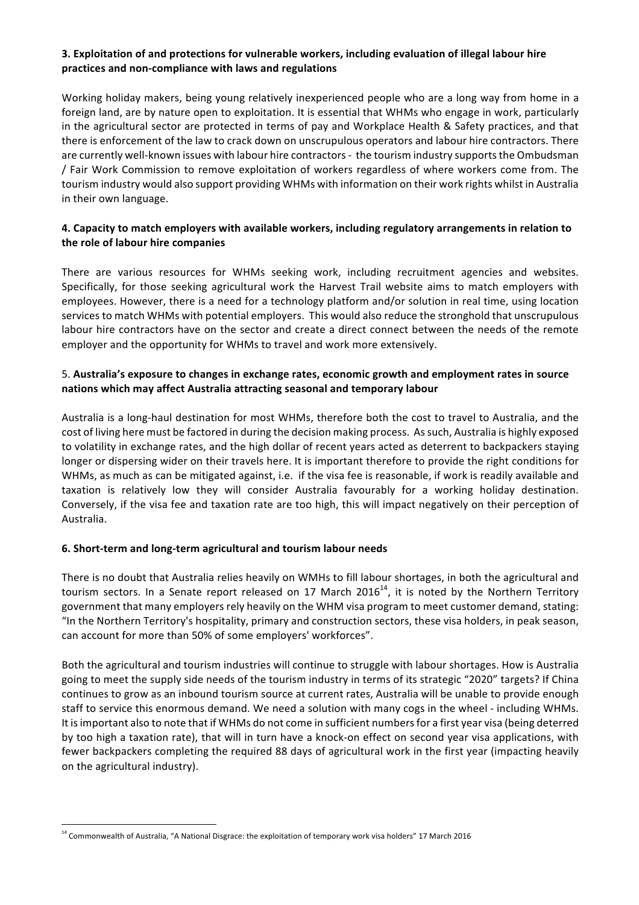**3. Exploitation of and protections for vulnerable workers, including evaluation of illegal labour hire practices and non-compliance with laws and regulations**

Working holiday makers, being young relatively inexperienced people who are a long way from home in a foreign land, are by nature open to exploitation. It is essential that WHMs who engage in work, particularly in the agricultural sector are protected in terms of pay and Workplace Health & Safety practices, and that there is enforcement of the law to crack down on unscrupulous operators and labour hire contractors. There are currently well-known issues with labour hire contractors - the tourism industry supports the Ombudsman / Fair Work Commission to remove exploitation of workers regardless of where workers come from. The tourism industry would also support providing WHMs with information on their work rights whilst in Australia in their own language.

**4. Capacity to match employers with available workers, including regulatory arrangements in relation to the role of labour hire companies**

There are various resources for WHMs seeking work, including recruitment agencies and websites. Specifically, for those seeking agricultural work the Harvest Trail website aims to match employers with employees. However, there is a need for a technology platform and/or solution in real time, using location services to match WHMs with potential employers. This would also reduce the stronghold that unscrupulous labour hire contractors have on the sector and create a direct connect between the needs of the remote employer and the opportunity for WHMs to travel and work more extensively.

5. **Australia's exposure to changes in exchange rates, economic growth and employment rates in source nations which may affect Australia attracting seasonal and temporary labour**

Australia is a long-haul destination for most WHMs, therefore both the cost to travel to Australia, and the cost of living here must be factored in during the decision making process. As such, Australia is highly exposed to volatility in exchange rates, and the high dollar of recent years acted as deterrent to backpackers staying longer or dispersing wider on their travels here. It is important therefore to provide the right conditions for WHMs, as much as can be mitigated against, i.e. if the visa fee is reasonable, if work is readily available and taxation is relatively low they will consider Australia favourably for a working holiday destination. Conversely, if the visa fee and taxation rate are too high, this will impact negatively on their perception of Australia.

**6. Short-term and long-term agricultural and tourism labour needs**

There is no doubt that Australia relies heavily on WMHs to fill labour shortages, in both the agricultural and tourism sectors. In a Senate report released on 17 March 2016[14], it is noted by the Northern Territory government that many employers rely heavily on the WHM visa program to meet customer demand, stating: "In the Northern Territory's hospitality, primary and construction sectors, these visa holders, in peak season, can account for more than 50% of some employers' workforces".

Both the agricultural and tourism industries will continue to struggle with labour shortages. How is Australia going to meet the supply side needs of the tourism industry in terms of its strategic "2020" targets? If China continues to grow as an inbound tourism source at current rates, Australia will be unable to provide enough staff to service this enormous demand. We need a solution with many cogs in the wheel - including WHMs. It is important also to note that if WHMs do not come in sufficient numbers for a first year visa (being deterred by too high a taxation rate), that will in turn have a knock-on effect on second year visa applications, with fewer backpackers completing the required 88 days of agricultural work in the first year (impacting heavily on the agricultural industry).

[14] Commonwealth of Australia, "A National Disgrace: the exploitation of temporary work visa holders" 17 March 2016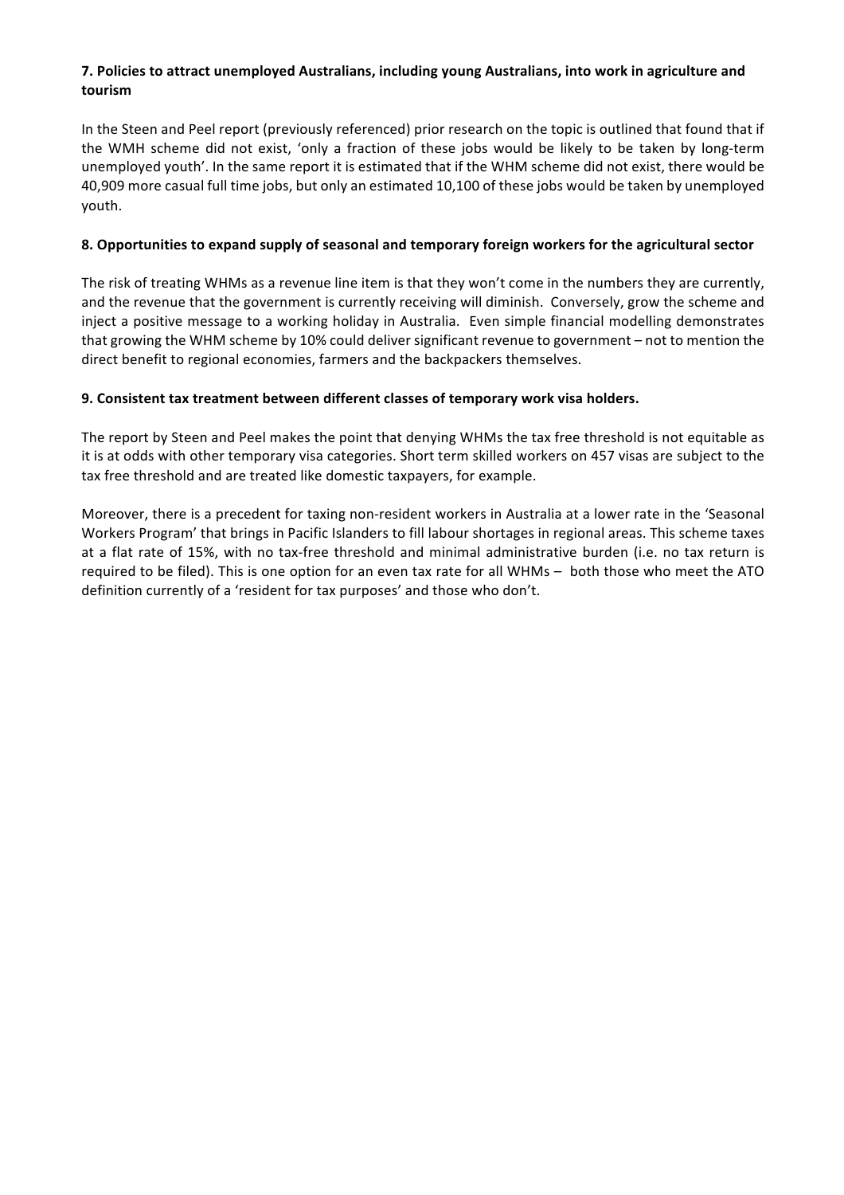**7. Policies to attract unemployed Australians, including young Australians, into work in agriculture and tourism**

In the Steen and Peel report (previously referenced) prior research on the topic is outlined that found that if the WMH scheme did not exist, 'only a fraction of these jobs would be likely to be taken by long-term unemployed youth'. In the same report it is estimated that if the WHM scheme did not exist, there would be 40,909 more casual full time jobs, but only an estimated 10,100 of these jobs would be taken by unemployed youth.

**8. Opportunities to expand supply of seasonal and temporary foreign workers for the agricultural sector**

The risk of treating WHMs as a revenue line item is that they won't come in the numbers they are currently, and the revenue that the government is currently receiving will diminish. Conversely, grow the scheme and inject a positive message to a working holiday in Australia. Even simple financial modelling demonstrates that growing the WHM scheme by 10% could deliver significant revenue to government – not to mention the direct benefit to regional economies, farmers and the backpackers themselves.

**9. Consistent tax treatment between different classes of temporary work visa holders.**

The report by Steen and Peel makes the point that denying WHMs the tax free threshold is not equitable as it is at odds with other temporary visa categories. Short term skilled workers on 457 visas are subject to the tax free threshold and are treated like domestic taxpayers, for example.

Moreover, there is a precedent for taxing non-resident workers in Australia at a lower rate in the 'Seasonal Workers Program' that brings in Pacific Islanders to fill labour shortages in regional areas. This scheme taxes at a flat rate of 15%, with no tax-free threshold and minimal administrative burden (i.e. no tax return is required to be filed). This is one option for an even tax rate for all WHMs – both those who meet the ATO definition currently of a 'resident for tax purposes' and those who don't.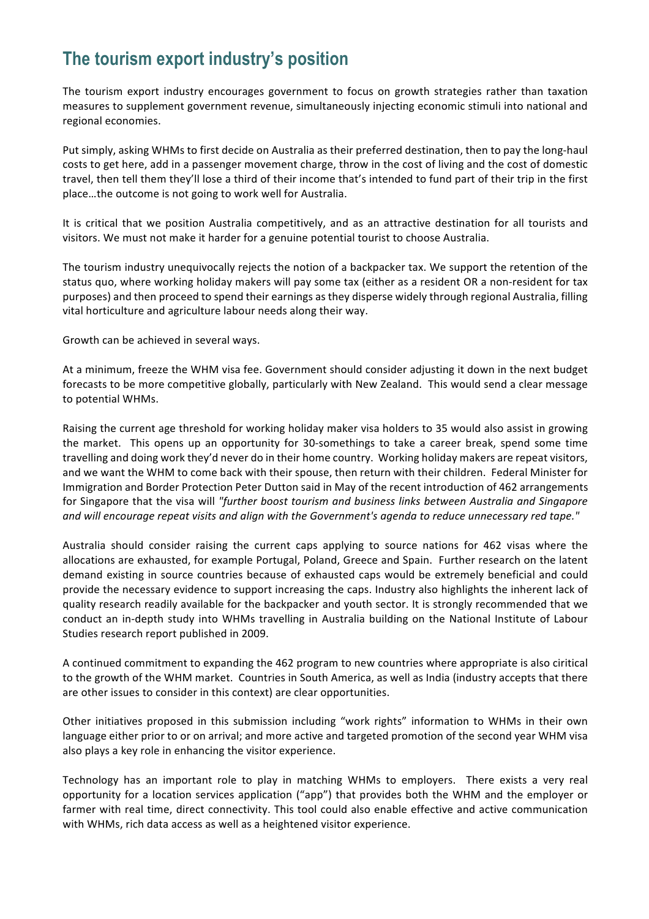## The tourism export industry's position

The tourism export industry encourages government to focus on growth strategies rather than taxation measures to supplement government revenue, simultaneously injecting economic stimuli into national and regional economies.

Put simply, asking WHMs to first decide on Australia as their preferred destination, then to pay the long-haul costs to get here, add in a passenger movement charge, throw in the cost of living and the cost of domestic travel, then tell them they'll lose a third of their income that's intended to fund part of their trip in the first place…the outcome is not going to work well for Australia.

It is critical that we position Australia competitively, and as an attractive destination for all tourists and visitors. We must not make it harder for a genuine potential tourist to choose Australia.

The tourism industry unequivocally rejects the notion of a backpacker tax. We support the retention of the status quo, where working holiday makers will pay some tax (either as a resident OR a non-resident for tax purposes) and then proceed to spend their earnings as they disperse widely through regional Australia, filling vital horticulture and agriculture labour needs along their way.

Growth can be achieved in several ways.

At a minimum, freeze the WHM visa fee. Government should consider adjusting it down in the next budget forecasts to be more competitive globally, particularly with New Zealand. This would send a clear message to potential WHMs.

Raising the current age threshold for working holiday maker visa holders to 35 would also assist in growing the market. This opens up an opportunity for 30-somethings to take a career break, spend some time travelling and doing work they'd never do in their home country. Working holiday makers are repeat visitors, and we want the WHM to come back with their spouse, then return with their children. Federal Minister for Immigration and Border Protection Peter Dutton said in May of the recent introduction of 462 arrangements for Singapore that the visa will *"further boost tourism and business links between Australia and Singapore and will encourage repeat visits and align with the Government's agenda to reduce unnecessary red tape."*

Australia should consider raising the current caps applying to source nations for 462 visas where the allocations are exhausted, for example Portugal, Poland, Greece and Spain. Further research on the latent demand existing in source countries because of exhausted caps would be extremely beneficial and could provide the necessary evidence to support increasing the caps. Industry also highlights the inherent lack of quality research readily available for the backpacker and youth sector. It is strongly recommended that we conduct an in-depth study into WHMs travelling in Australia building on the National Institute of Labour Studies research report published in 2009.

A continued commitment to expanding the 462 program to new countries where appropriate is also ciritical to the growth of the WHM market. Countries in South America, as well as India (industry accepts that there are other issues to consider in this context) are clear opportunities.

Other initiatives proposed in this submission including "work rights" information to WHMs in their own language either prior to or on arrival; and more active and targeted promotion of the second year WHM visa also plays a key role in enhancing the visitor experience.

Technology has an important role to play in matching WHMs to employers. There exists a very real opportunity for a location services application ("app") that provides both the WHM and the employer or farmer with real time, direct connectivity. This tool could also enable effective and active communication with WHMs, rich data access as well as a heightened visitor experience.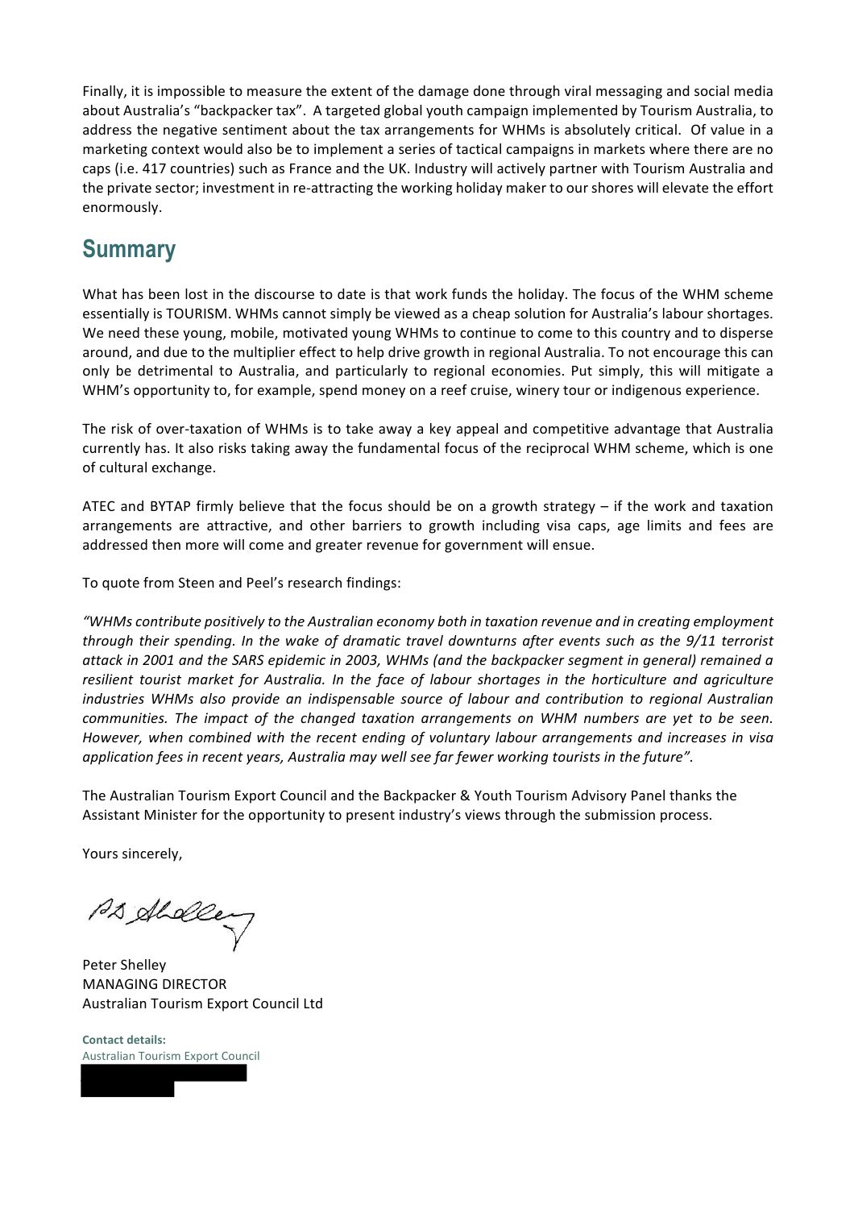Finally, it is impossible to measure the extent of the damage done through viral messaging and social media about Australia's "backpacker tax". A targeted global youth campaign implemented by Tourism Australia, to address the negative sentiment about the tax arrangements for WHMs is absolutely critical. Of value in a marketing context would also be to implement a series of tactical campaigns in markets where there are no caps (i.e. 417 countries) such as France and the UK. Industry will actively partner with Tourism Australia and the private sector; investment in re-attracting the working holiday maker to our shores will elevate the effort enormously.

## Summary

What has been lost in the discourse to date is that work funds the holiday. The focus of the WHM scheme essentially is TOURISM. WHMs cannot simply be viewed as a cheap solution for Australia's labour shortages. We need these young, mobile, motivated young WHMs to continue to come to this country and to disperse around, and due to the multiplier effect to help drive growth in regional Australia. To not encourage this can only be detrimental to Australia, and particularly to regional economies. Put simply, this will mitigate a WHM's opportunity to, for example, spend money on a reef cruise, winery tour or indigenous experience.

The risk of over-taxation of WHMs is to take away a key appeal and competitive advantage that Australia currently has. It also risks taking away the fundamental focus of the reciprocal WHM scheme, which is one of cultural exchange.

ATEC and BYTAP firmly believe that the focus should be on a growth strategy – if the work and taxation arrangements are attractive, and other barriers to growth including visa caps, age limits and fees are addressed then more will come and greater revenue for government will ensue.

To quote from Steen and Peel's research findings:

*"WHMs contribute positively to the Australian economy both in taxation revenue and in creating employment through their spending. In the wake of dramatic travel downturns after events such as the 9/11 terrorist attack in 2001 and the SARS epidemic in 2003, WHMs (and the backpacker segment in general) remained a resilient tourist market for Australia. In the face of labour shortages in the horticulture and agriculture industries WHMs also provide an indispensable source of labour and contribution to regional Australian communities. The impact of the changed taxation arrangements on WHM numbers are yet to be seen. However, when combined with the recent ending of voluntary labour arrangements and increases in visa application fees in recent years, Australia may well see far fewer working tourists in the future".*

The Australian Tourism Export Council and the Backpacker & Youth Tourism Advisory Panel thanks the Assistant Minister for the opportunity to present industry's views through the submission process.

Yours sincerely,

Peter Shelley
MANAGING DIRECTOR
Australian Tourism Export Council Ltd

**Contact details:**
Australian Tourism Export Council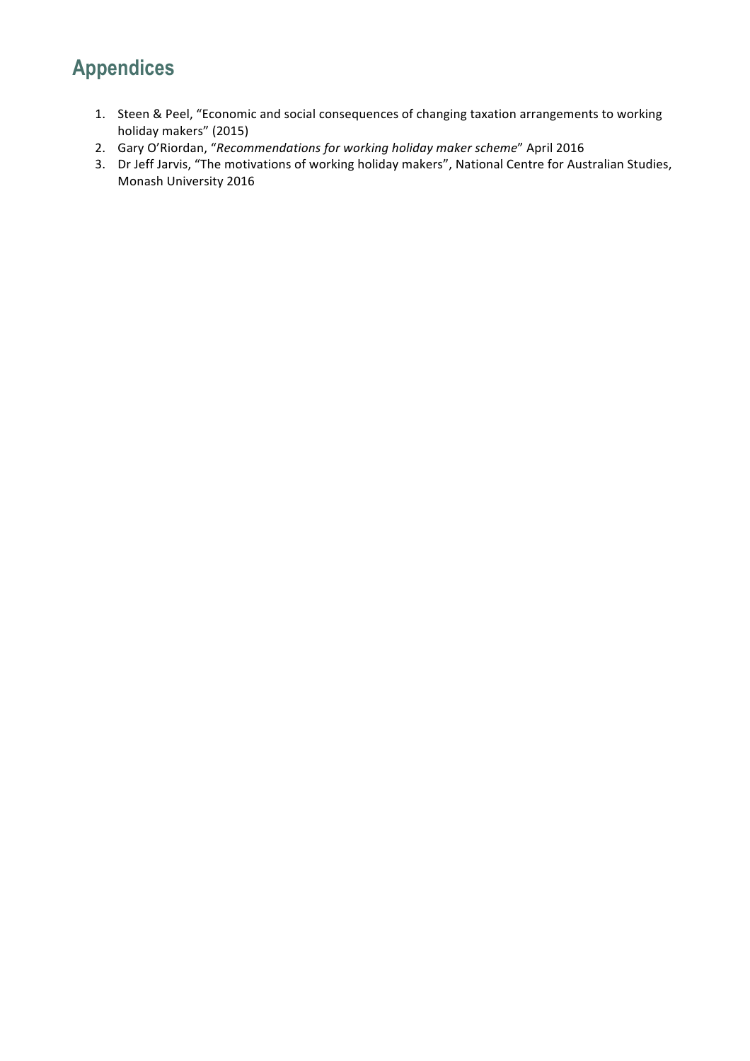## Appendices

1. Steen & Peel, "Economic and social consequences of changing taxation arrangements to working holiday makers" (2015)
2. Gary O'Riordan, "*Recommendations for working holiday maker scheme*" April 2016
3. Dr Jeff Jarvis, "The motivations of working holiday makers", National Centre for Australian Studies, Monash University 2016